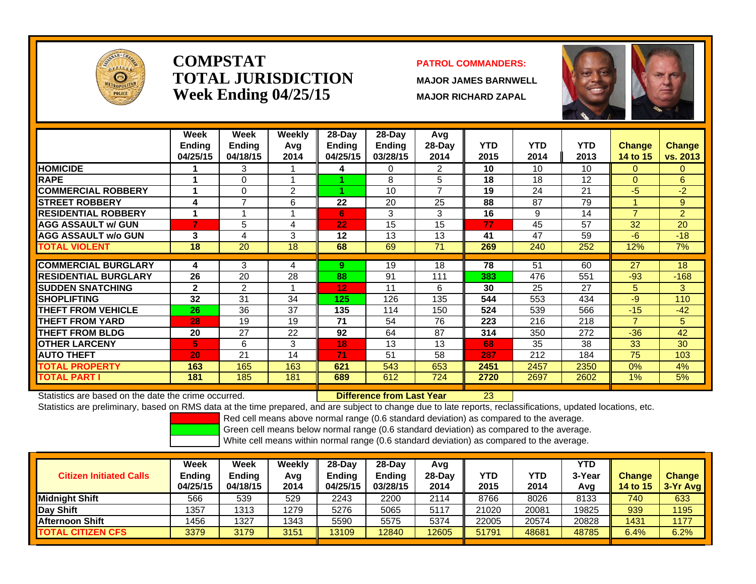# COMPSTAT
# TOTAL JURISDICTION
## Week Ending 04/25/15

**PATROL COMMANDERS:**

**MAJOR JAMES BARNWELL**

**MAJOR RICHARD ZAPAL**

| | Week Ending 04/25/15 | Week Ending 04/18/15 | Weekly Avg 2014 | 28-Day Ending 04/25/15 | 28-Day Ending 03/28/15 | Avg 28-Day 2014 | YTD 2015 | YTD 2014 | YTD 2013 | Change 14 to 15 | Change vs. 2013 |
|---|---|---|---|---|---|---|---|---|---|---|---|
| HOMICIDE | 1 | 3 | 1 | 4 | 0 | 2 | 10 | 10 | 10 | 0 | 0 |
| RAPE | 1 | 0 | 1 | 1 | 8 | 5 | 18 | 18 | 12 | 0 | 6 |
| COMMERCIAL ROBBERY | 1 | 0 | 2 | 1 | 10 | 7 | 19 | 24 | 21 | -5 | -2 |
| STREET ROBBERY | 4 | 7 | 6 | 22 | 20 | 25 | 88 | 87 | 79 | 1 | 9 |
| RESIDENTIAL ROBBERY | 1 | 1 | 1 | 6 | 3 | 3 | 16 | 9 | 14 | 7 | 2 |
| AGG ASSAULT w/ GUN | 7 | 5 | 4 | 22 | 15 | 15 | 77 | 45 | 57 | 32 | 20 |
| AGG ASSAULT w/o GUN | 3 | 4 | 3 | 12 | 13 | 13 | 41 | 47 | 59 | -6 | -18 |
| TOTAL VIOLENT | 18 | 20 | 18 | 68 | 69 | 71 | 269 | 240 | 252 | 12% | 7% |
| COMMERCIAL BURGLARY | 4 | 3 | 4 | 9 | 19 | 18 | 78 | 51 | 60 | 27 | 18 |
| RESIDENTIAL BURGLARY | 26 | 20 | 28 | 88 | 91 | 111 | 383 | 476 | 551 | -93 | -168 |
| SUDDEN SNATCHING | 2 | 2 | 1 | 12 | 11 | 6 | 30 | 25 | 27 | 5 | 3 |
| SHOPLIFTING | 32 | 31 | 34 | 125 | 126 | 135 | 544 | 553 | 434 | -9 | 110 |
| THEFT FROM VEHICLE | 26 | 36 | 37 | 135 | 114 | 150 | 524 | 539 | 566 | -15 | -42 |
| THEFT FROM YARD | 28 | 19 | 19 | 71 | 54 | 76 | 223 | 216 | 218 | 7 | 5 |
| THEFT FROM BLDG | 20 | 27 | 22 | 92 | 64 | 87 | 314 | 350 | 272 | -36 | 42 |
| OTHER LARCENY | 5 | 6 | 3 | 18 | 13 | 13 | 68 | 35 | 38 | 33 | 30 |
| AUTO THEFT | 20 | 21 | 14 | 71 | 51 | 58 | 287 | 212 | 184 | 75 | 103 |
| TOTAL PROPERTY | 163 | 165 | 163 | 621 | 543 | 653 | 2451 | 2457 | 2350 | 0% | 4% |
| TOTAL PART I | 181 | 185 | 181 | 689 | 612 | 724 | 2720 | 2697 | 2602 | 1% | 5% |

Statistics are based on the date the crime occurred. **Difference from Last Year** 23

Statistics are preliminary, based on RMS data at the time prepared, and are subject to change due to late reports, reclassifications, updated locations, etc.

Red cell means above normal range (0.6 standard deviation) as compared to the average.
Green cell means below normal range (0.6 standard deviation) as compared to the average.
White cell means within normal range (0.6 standard deviation) as compared to the average.

| Citizen Initiated Calls | Week Ending 04/25/15 | Week Ending 04/18/15 | Weekly Avg 2014 | 28-Day Ending 04/25/15 | 28-Day Ending 03/28/15 | Avg 28-Day 2014 | YTD 2015 | YTD 2014 | YTD 3-Year Avg | Change 14 to 15 | Change 3-Yr Avg |
|---|---|---|---|---|---|---|---|---|---|---|---|
| Midnight Shift | 566 | 539 | 529 | 2243 | 2200 | 2114 | 8766 | 8026 | 8133 | 740 | 633 |
| Day Shift | 1357 | 1313 | 1279 | 5276 | 5065 | 5117 | 21020 | 20081 | 19825 | 939 | 1195 |
| Afternoon Shift | 1456 | 1327 | 1343 | 5590 | 5575 | 5374 | 22005 | 20574 | 20828 | 1431 | 1177 |
| TOTAL CITIZEN CFS | 3379 | 3179 | 3151 | 13109 | 12840 | 12605 | 51791 | 48681 | 48785 | 6.4% | 6.2% |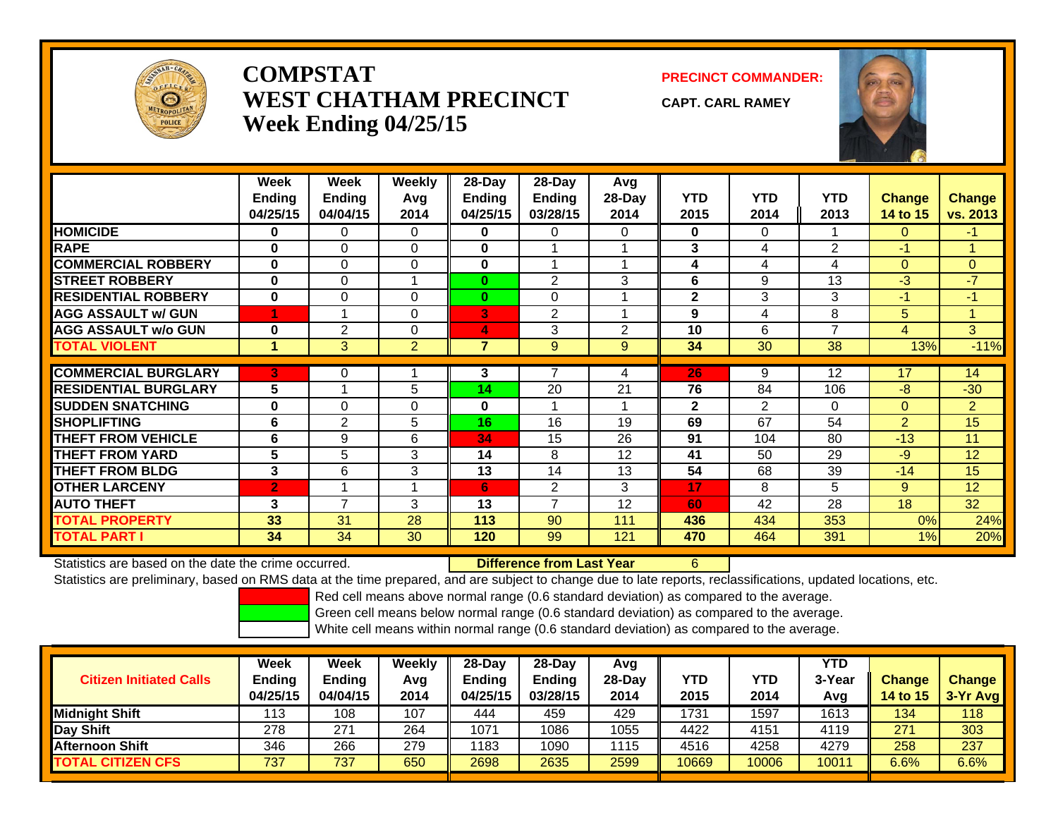# COMPSTAT
# WEST CHATHAM PRECINCT
## Week Ending 04/25/15

**PRECINCT COMMANDER:**

**CAPT. CARL RAMEY**

| | Week Ending 04/25/15 | Week Ending 04/04/15 | Weekly Avg 2014 | 28-Day Ending 04/25/15 | 28-Day Ending 03/28/15 | Avg 28-Day 2014 | YTD 2015 | YTD 2014 | YTD 2013 | Change 14 to 15 | Change vs. 2013 |
|---|---|---|---|---|---|---|---|---|---|---|---|
| HOMICIDE | 0 | 0 | 0 | 0 | 0 | 0 | 0 | 0 | 1 | 0 | -1 |
| RAPE | 0 | 0 | 0 | 0 | 1 | 1 | 3 | 4 | 2 | -1 | 1 |
| COMMERCIAL ROBBERY | 0 | 0 | 0 | 0 | 1 | 1 | 4 | 4 | 4 | 0 | 0 |
| STREET ROBBERY | 0 | 0 | 1 | 0 | 2 | 3 | 6 | 9 | 13 | -3 | -7 |
| RESIDENTIAL ROBBERY | 0 | 0 | 0 | 0 | 0 | 1 | 2 | 3 | 3 | -1 | -1 |
| AGG ASSAULT w/ GUN | 1 | 1 | 0 | 3 | 2 | 1 | 9 | 4 | 8 | 5 | 1 |
| AGG ASSAULT w/o GUN | 0 | 2 | 0 | 4 | 3 | 2 | 10 | 6 | 7 | 4 | 3 |
| TOTAL VIOLENT | 1 | 3 | 2 | 7 | 9 | 9 | 34 | 30 | 38 | 13% | -11% |
| COMMERCIAL BURGLARY | 3 | 0 | 1 | 3 | 7 | 4 | 26 | 9 | 12 | 17 | 14 |
| RESIDENTIAL BURGLARY | 5 | 1 | 5 | 14 | 20 | 21 | 76 | 84 | 106 | -8 | -30 |
| SUDDEN SNATCHING | 0 | 0 | 0 | 0 | 1 | 1 | 2 | 2 | 0 | 0 | 2 |
| SHOPLIFTING | 6 | 2 | 5 | 16 | 16 | 19 | 69 | 67 | 54 | 2 | 15 |
| THEFT FROM VEHICLE | 6 | 9 | 6 | 34 | 15 | 26 | 91 | 104 | 80 | -13 | 11 |
| THEFT FROM YARD | 5 | 5 | 3 | 14 | 8 | 12 | 41 | 50 | 29 | -9 | 12 |
| THEFT FROM BLDG | 3 | 6 | 3 | 13 | 14 | 13 | 54 | 68 | 39 | -14 | 15 |
| OTHER LARCENY | 2 | 1 | 1 | 6 | 2 | 3 | 17 | 8 | 5 | 9 | 12 |
| AUTO THEFT | 3 | 7 | 3 | 13 | 7 | 12 | 60 | 42 | 28 | 18 | 32 |
| TOTAL PROPERTY | 33 | 31 | 28 | 113 | 90 | 111 | 436 | 434 | 353 | 0% | 24% |
| TOTAL PART I | 34 | 34 | 30 | 120 | 99 | 121 | 470 | 464 | 391 | 1% | 20% |

Statistics are based on the date the crime occurred. **Difference from Last Year** 6

Statistics are preliminary, based on RMS data at the time prepared, and are subject to change due to late reports, reclassifications, updated locations, etc.

Red cell means above normal range (0.6 standard deviation) as compared to the average.
Green cell means below normal range (0.6 standard deviation) as compared to the average.
White cell means within normal range (0.6 standard deviation) as compared to the average.

| Citizen Initiated Calls | Week Ending 04/25/15 | Week Ending 04/04/15 | Weekly Avg 2014 | 28-Day Ending 04/25/15 | 28-Day Ending 03/28/15 | Avg 28-Day 2014 | YTD 2015 | YTD 2014 | YTD 3-Year Avg | Change 14 to 15 | Change 3-Yr Avg |
|---|---|---|---|---|---|---|---|---|---|---|---|
| Midnight Shift | 113 | 108 | 107 | 444 | 459 | 429 | 1731 | 1597 | 1613 | 134 | 118 |
| Day Shift | 278 | 271 | 264 | 1071 | 1086 | 1055 | 4422 | 4151 | 4119 | 271 | 303 |
| Afternoon Shift | 346 | 266 | 279 | 1183 | 1090 | 1115 | 4516 | 4258 | 4279 | 258 | 237 |
| TOTAL CITIZEN CFS | 737 | 737 | 650 | 2698 | 2635 | 2599 | 10669 | 10006 | 10011 | 6.6% | 6.6% |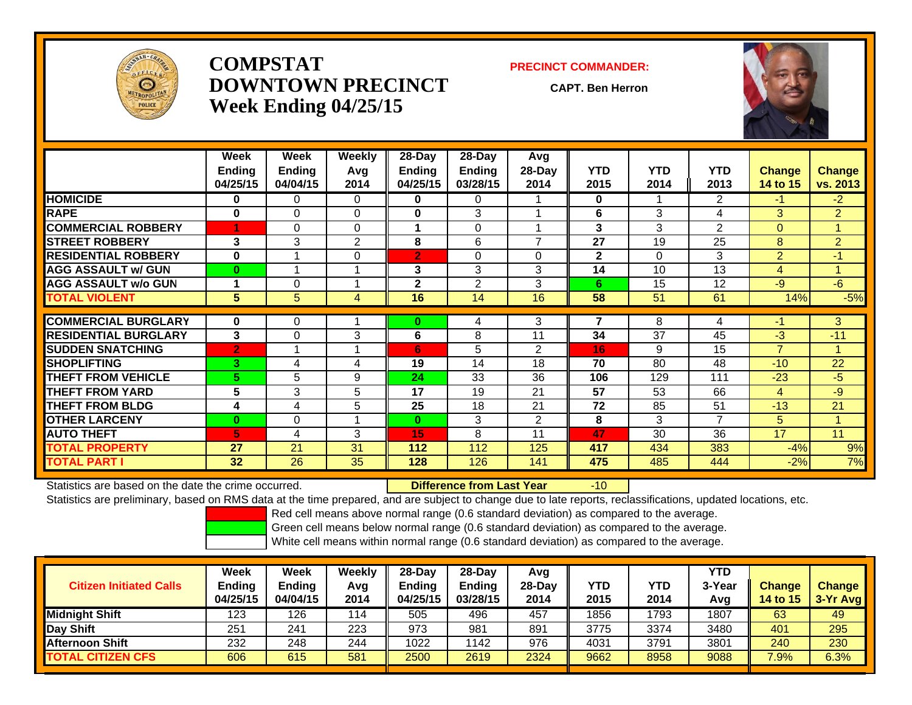# COMPSTAT DOWNTOWN PRECINCT
## Week Ending 04/25/15

**PRECINCT COMMANDER:**

**CAPT. Ben Herron**

| | Week Ending 04/25/15 | Week Ending 04/04/15 | Weekly Avg 2014 | 28-Day Ending 04/25/15 | 28-Day Ending 03/28/15 | Avg 28-Day 2014 | YTD 2015 | YTD 2014 | YTD 2013 | Change 14 to 15 | Change vs. 2013 |
|---|---|---|---|---|---|---|---|---|---|---|---|
| **HOMICIDE** | **0** | 0 | 0 | **0** | 0 | 1 | **0** | 1 | 2 | -1 | -2 |
| **RAPE** | **0** | 0 | 0 | **0** | 3 | 1 | **6** | 3 | 4 | 3 | 2 |
| **COMMERCIAL ROBBERY** | **1** | 0 | 0 | **1** | 0 | 1 | **3** | 3 | 2 | 0 | 1 |
| **STREET ROBBERY** | **3** | 3 | 2 | **8** | 6 | 7 | **27** | 19 | 25 | 8 | 2 |
| **RESIDENTIAL ROBBERY** | **0** | 1 | 0 | **2** | 0 | 0 | **2** | 0 | 3 | 2 | -1 |
| **AGG ASSAULT w/ GUN** | **0** | 1 | 1 | **3** | 3 | 3 | **14** | 10 | 13 | 4 | 1 |
| **AGG ASSAULT w/o GUN** | **1** | 0 | 1 | **2** | 2 | 3 | **6** | 15 | 12 | -9 | -6 |
| **TOTAL VIOLENT** | **5** | 5 | 4 | **16** | 14 | 16 | **58** | 51 | 61 | 14% | -5% |
| **COMMERCIAL BURGLARY** | **0** | 0 | 1 | **0** | 4 | 3 | **7** | 8 | 4 | -1 | 3 |
| **RESIDENTIAL BURGLARY** | **3** | 0 | 3 | **6** | 8 | 11 | **34** | 37 | 45 | -3 | -11 |
| **SUDDEN SNATCHING** | **2** | 1 | 1 | **6** | 5 | 2 | **16** | 9 | 15 | 7 | 1 |
| **SHOPLIFTING** | **3** | 4 | 4 | **19** | 14 | 18 | **70** | 80 | 48 | -10 | 22 |
| **THEFT FROM VEHICLE** | **5** | 5 | 9 | **24** | 33 | 36 | **106** | 129 | 111 | -23 | -5 |
| **THEFT FROM YARD** | **5** | 3 | 5 | **17** | 19 | 21 | **57** | 53 | 66 | 4 | -9 |
| **THEFT FROM BLDG** | **4** | 4 | 5 | **25** | 18 | 21 | **72** | 85 | 51 | -13 | 21 |
| **OTHER LARCENY** | **0** | 0 | 1 | **0** | 3 | 2 | **8** | 3 | 7 | 5 | 1 |
| **AUTO THEFT** | **5** | 4 | 3 | **15** | 8 | 11 | **47** | 30 | 36 | 17 | 11 |
| **TOTAL PROPERTY** | **27** | 21 | 31 | **112** | 112 | 125 | **417** | 434 | 383 | -4% | 9% |
| **TOTAL PART I** | **32** | 26 | 35 | **128** | 126 | 141 | **475** | 485 | 444 | -2% | 7% |

Statistics are based on the date the crime occurred. **Difference from Last Year** -10

Statistics are preliminary, based on RMS data at the time prepared, and are subject to change due to late reports, reclassifications, updated locations, etc.

Red cell means above normal range (0.6 standard deviation) as compared to the average.

Green cell means below normal range (0.6 standard deviation) as compared to the average.

White cell means within normal range (0.6 standard deviation) as compared to the average.

| Citizen Initiated Calls | Week Ending 04/25/15 | Week Ending 04/04/15 | Weekly Avg 2014 | 28-Day Ending 04/25/15 | 28-Day Ending 03/28/15 | Avg 28-Day 2014 | YTD 2015 | YTD 2014 | YTD 3-Year Avg | Change 14 to 15 | Change 3-Yr Avg |
|---|---|---|---|---|---|---|---|---|---|---|---|
| **Midnight Shift** | 123 | 126 | 114 | 505 | 496 | 457 | 1856 | 1793 | 1807 | 63 | 49 |
| **Day Shift** | 251 | 241 | 223 | 973 | 981 | 891 | 3775 | 3374 | 3480 | 401 | 295 |
| **Afternoon Shift** | 232 | 248 | 244 | 1022 | 1142 | 976 | 4031 | 3791 | 3801 | 240 | 230 |
| **TOTAL CITIZEN CFS** | 606 | 615 | 581 | 2500 | 2619 | 2324 | 9662 | 8958 | 9088 | 7.9% | 6.3% |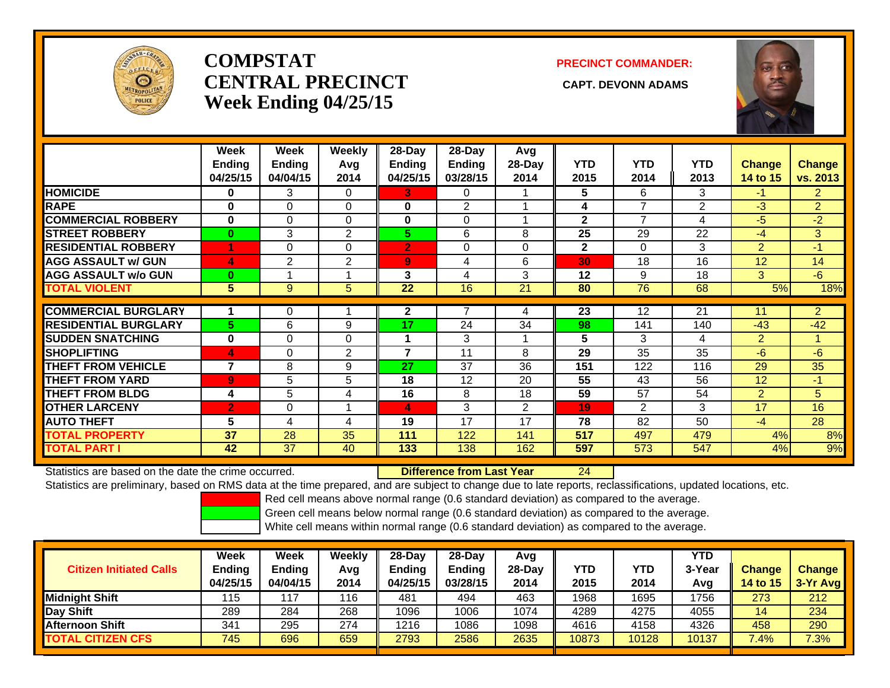# COMPSTAT CENTRAL PRECINCT Week Ending 04/25/15

**PRECINCT COMMANDER:**

**CAPT. DEVONN ADAMS**

| | Week Ending 04/25/15 | Week Ending 04/04/15 | Weekly Avg 2014 | 28-Day Ending 04/25/15 | 28-Day Ending 03/28/15 | Avg 28-Day 2014 | YTD 2015 | YTD 2014 | YTD 2013 | Change 14 to 15 | Change vs. 2013 |
|---|---|---|---|---|---|---|---|---|---|---|---|
| HOMICIDE | 0 | 3 | 0 | 3 | 0 | 1 | 5 | 6 | 3 | -1 | 2 |
| RAPE | 0 | 0 | 0 | 0 | 2 | 1 | 4 | 7 | 2 | -3 | 2 |
| COMMERCIAL ROBBERY | 0 | 0 | 0 | 0 | 0 | 1 | 2 | 7 | 4 | -5 | -2 |
| STREET ROBBERY | 0 | 3 | 2 | 5 | 6 | 8 | 25 | 29 | 22 | -4 | 3 |
| RESIDENTIAL ROBBERY | 1 | 0 | 0 | 2 | 0 | 0 | 2 | 0 | 3 | 2 | -1 |
| AGG ASSAULT w/ GUN | 4 | 2 | 2 | 9 | 4 | 6 | 30 | 18 | 16 | 12 | 14 |
| AGG ASSAULT w/o GUN | 0 | 1 | 1 | 3 | 4 | 3 | 12 | 9 | 18 | 3 | -6 |
| TOTAL VIOLENT | 5 | 9 | 5 | 22 | 16 | 21 | 80 | 76 | 68 | 5% | 18% |
| COMMERCIAL BURGLARY | 1 | 0 | 1 | 2 | 7 | 4 | 23 | 12 | 21 | 11 | 2 |
| RESIDENTIAL BURGLARY | 5 | 6 | 9 | 17 | 24 | 34 | 98 | 141 | 140 | -43 | -42 |
| SUDDEN SNATCHING | 0 | 0 | 0 | 1 | 3 | 1 | 5 | 3 | 4 | 2 | 1 |
| SHOPLIFTING | 4 | 0 | 2 | 7 | 11 | 8 | 29 | 35 | 35 | -6 | -6 |
| THEFT FROM VEHICLE | 7 | 8 | 9 | 27 | 37 | 36 | 151 | 122 | 116 | 29 | 35 |
| THEFT FROM YARD | 9 | 5 | 5 | 18 | 12 | 20 | 55 | 43 | 56 | 12 | -1 |
| THEFT FROM BLDG | 4 | 5 | 4 | 16 | 8 | 18 | 59 | 57 | 54 | 2 | 5 |
| OTHER LARCENY | 2 | 0 | 1 | 4 | 3 | 2 | 19 | 2 | 3 | 17 | 16 |
| AUTO THEFT | 5 | 4 | 4 | 19 | 17 | 17 | 78 | 82 | 50 | -4 | 28 |
| TOTAL PROPERTY | 37 | 28 | 35 | 111 | 122 | 141 | 517 | 497 | 479 | 4% | 8% |
| TOTAL PART I | 42 | 37 | 40 | 133 | 138 | 162 | 597 | 573 | 547 | 4% | 9% |

Statistics are based on the date the crime occurred. **Difference from Last Year** 24

Statistics are preliminary, based on RMS data at the time prepared, and are subject to change due to late reports, reclassifications, updated locations, etc.

Red cell means above normal range (0.6 standard deviation) as compared to the average.

Green cell means below normal range (0.6 standard deviation) as compared to the average.

White cell means within normal range (0.6 standard deviation) as compared to the average.

| Citizen Initiated Calls | Week Ending 04/25/15 | Week Ending 04/04/15 | Weekly Avg 2014 | 28-Day Ending 04/25/15 | 28-Day Ending 03/28/15 | Avg 28-Day 2014 | YTD 2015 | YTD 2014 | YTD 3-Year Avg | Change 14 to 15 | Change 3-Yr Avg |
|---|---|---|---|---|---|---|---|---|---|---|---|
| Midnight Shift | 115 | 117 | 116 | 481 | 494 | 463 | 1968 | 1695 | 1756 | 273 | 212 |
| Day Shift | 289 | 284 | 268 | 1096 | 1006 | 1074 | 4289 | 4275 | 4055 | 14 | 234 |
| Afternoon Shift | 341 | 295 | 274 | 1216 | 1086 | 1098 | 4616 | 4158 | 4326 | 458 | 290 |
| TOTAL CITIZEN CFS | 745 | 696 | 659 | 2793 | 2586 | 2635 | 10873 | 10128 | 10137 | 7.4% | 7.3% |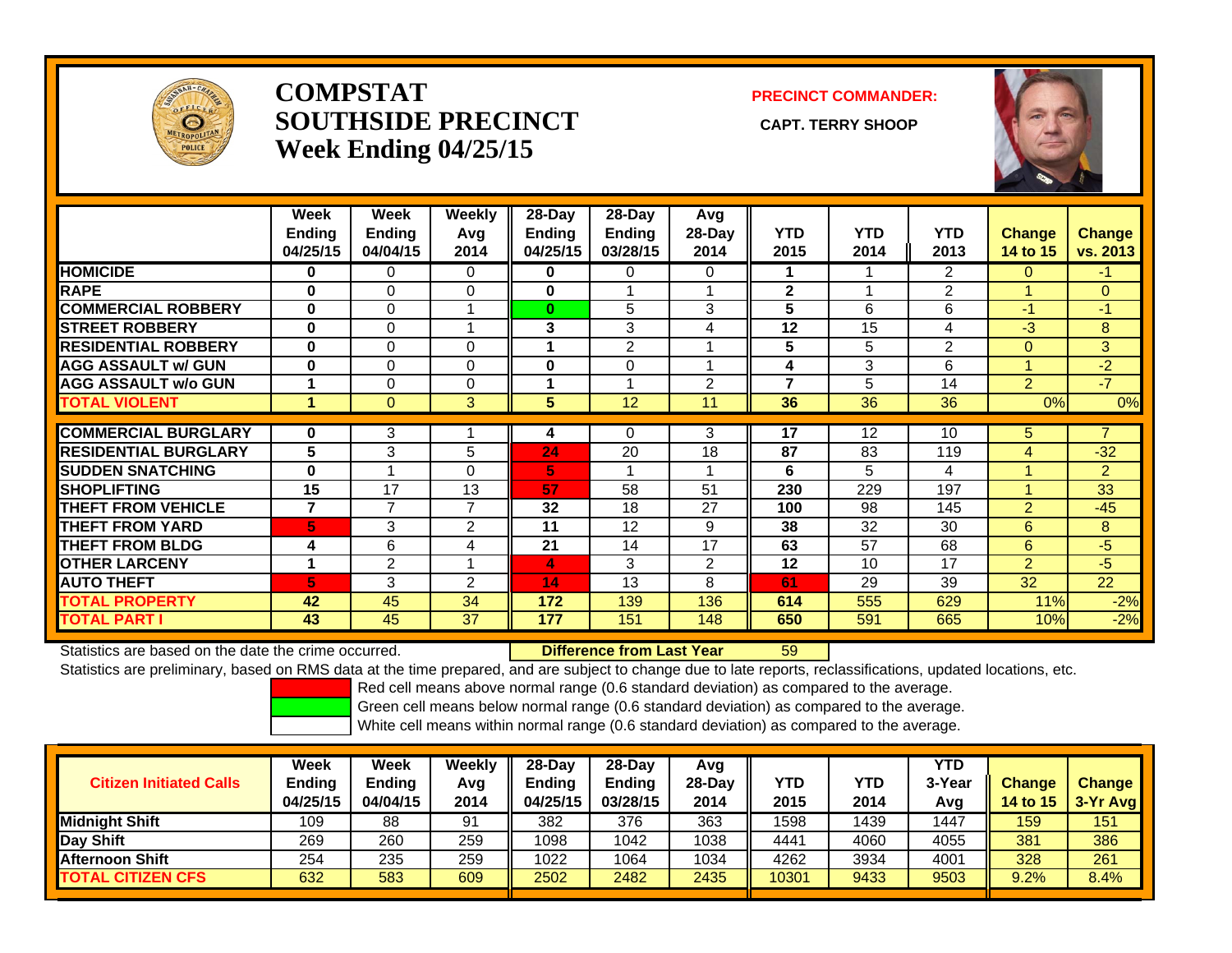# COMPSTAT
# SOUTHSIDE PRECINCT
# Week Ending 04/25/15

**PRECINCT COMMANDER:**

**CAPT. TERRY SHOOP**

| | Week Ending 04/25/15 | Week Ending 04/04/15 | Weekly Avg 2014 | 28-Day Ending 04/25/15 | 28-Day Ending 03/28/15 | Avg 28-Day 2014 | YTD 2015 | YTD 2014 | YTD 2013 | Change 14 to 15 | Change vs. 2013 |
|---|---|---|---|---|---|---|---|---|---|---|---|
| **HOMICIDE** | **0** | 0 | 0 | **0** | 0 | 0 | **1** | 1 | 2 | 0 | -1 |
| **RAPE** | **0** | 0 | 0 | **0** | 1 | 1 | **2** | 1 | 2 | 1 | 0 |
| **COMMERCIAL ROBBERY** | **0** | 0 | 1 | **0** | 5 | 3 | **5** | 6 | 6 | -1 | -1 |
| **STREET ROBBERY** | **0** | 0 | 1 | **3** | 3 | 4 | **12** | 15 | 4 | -3 | 8 |
| **RESIDENTIAL ROBBERY** | **0** | 0 | 0 | **1** | 2 | 1 | **5** | 5 | 2 | 0 | 3 |
| **AGG ASSAULT w/ GUN** | **0** | 0 | 0 | **0** | 0 | 1 | **4** | 3 | 6 | 1 | -2 |
| **AGG ASSAULT w/o GUN** | **1** | 0 | 0 | **1** | 1 | 2 | **7** | 5 | 14 | 2 | -7 |
| **TOTAL VIOLENT** | **1** | 0 | 3 | **5** | 12 | 11 | **36** | 36 | 36 | 0% | 0% |
| **COMMERCIAL BURGLARY** | **0** | 3 | 1 | **4** | 0 | 3 | **17** | 12 | 10 | 5 | 7 |
| **RESIDENTIAL BURGLARY** | **5** | 3 | 5 | **24** | 20 | 18 | **87** | 83 | 119 | 4 | -32 |
| **SUDDEN SNATCHING** | **0** | 1 | 0 | **5** | 1 | 1 | **6** | 5 | 4 | 1 | 2 |
| **SHOPLIFTING** | **15** | 17 | 13 | **57** | 58 | 51 | **230** | 229 | 197 | 1 | 33 |
| **THEFT FROM VEHICLE** | **7** | 7 | 7 | **32** | 18 | 27 | **100** | 98 | 145 | 2 | -45 |
| **THEFT FROM YARD** | **5** | 3 | 2 | **11** | 12 | 9 | **38** | 32 | 30 | 6 | 8 |
| **THEFT FROM BLDG** | **4** | 6 | 4 | **21** | 14 | 17 | **63** | 57 | 68 | 6 | -5 |
| **OTHER LARCENY** | **1** | 2 | 1 | **4** | 3 | 2 | **12** | 10 | 17 | 2 | -5 |
| **AUTO THEFT** | **5** | 3 | 2 | **14** | 13 | 8 | **61** | 29 | 39 | 32 | 22 |
| **TOTAL PROPERTY** | **42** | 45 | 34 | **172** | 139 | 136 | **614** | 555 | 629 | 11% | -2% |
| **TOTAL PART I** | **43** | 45 | 37 | **177** | 151 | 148 | **650** | 591 | 665 | 10% | -2% |

Statistics are based on the date the crime occurred. **Difference from Last Year** 59

Statistics are preliminary, based on RMS data at the time prepared, and are subject to change due to late reports, reclassifications, updated locations, etc.

Red cell means above normal range (0.6 standard deviation) as compared to the average.

Green cell means below normal range (0.6 standard deviation) as compared to the average.

White cell means within normal range (0.6 standard deviation) as compared to the average.

| Citizen Initiated Calls | Week Ending 04/25/15 | Week Ending 04/04/15 | Weekly Avg 2014 | 28-Day Ending 04/25/15 | 28-Day Ending 03/28/15 | Avg 28-Day 2014 | YTD 2015 | YTD 2014 | YTD 3-Year Avg | Change 14 to 15 | Change 3-Yr Avg |
|---|---|---|---|---|---|---|---|---|---|---|---|
| **Midnight Shift** | 109 | 88 | 91 | 382 | 376 | 363 | 1598 | 1439 | 1447 | 159 | 151 |
| **Day Shift** | 269 | 260 | 259 | 1098 | 1042 | 1038 | 4441 | 4060 | 4055 | 381 | 386 |
| **Afternoon Shift** | 254 | 235 | 259 | 1022 | 1064 | 1034 | 4262 | 3934 | 4001 | 328 | 261 |
| **TOTAL CITIZEN CFS** | 632 | 583 | 609 | 2502 | 2482 | 2435 | 10301 | 9433 | 9503 | 9.2% | 8.4% |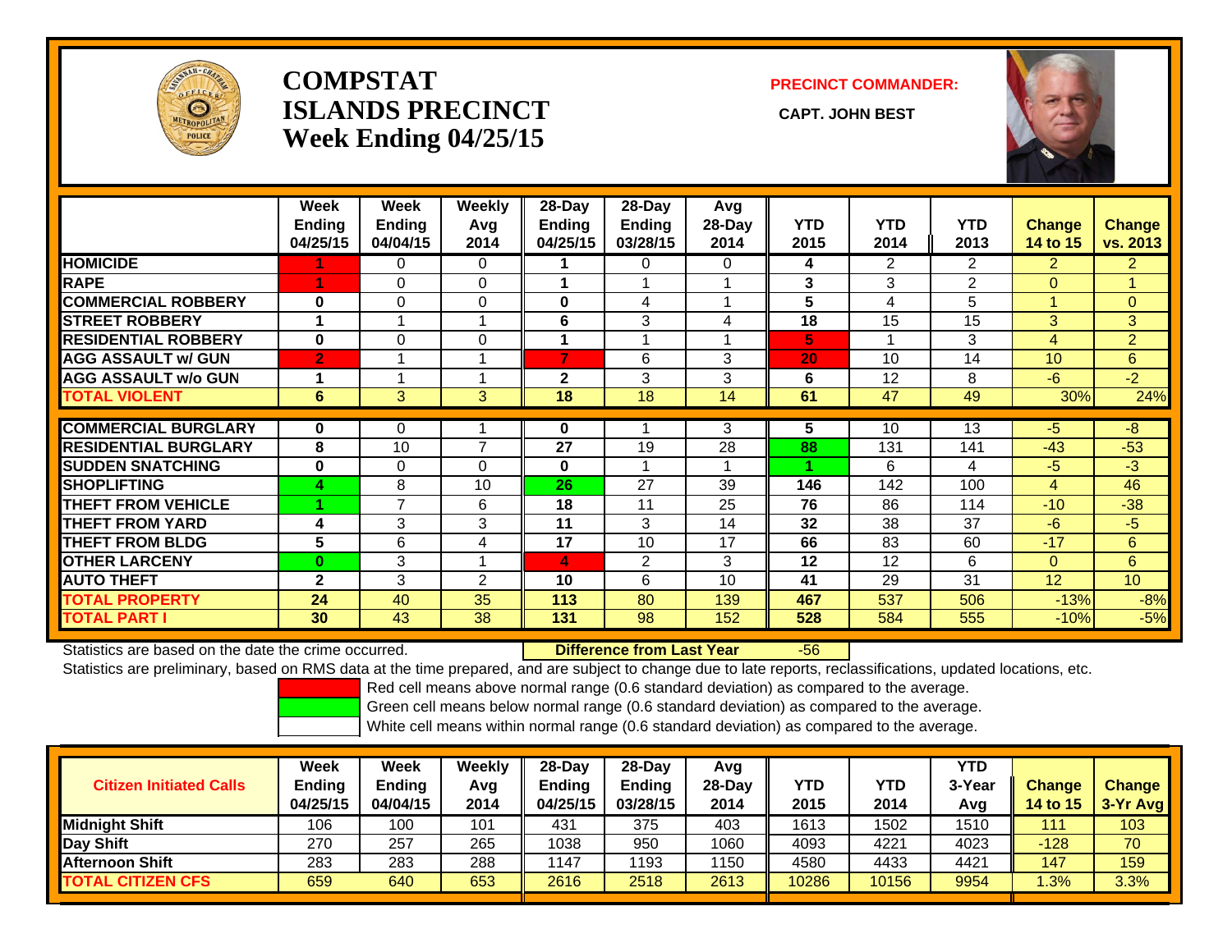# COMPSTAT
# ISLANDS PRECINCT
# Week Ending 04/25/15

**PRECINCT COMMANDER:**

**CAPT. JOHN BEST**

| | Week Ending 04/25/15 | Week Ending 04/04/15 | Weekly Avg 2014 | 28-Day Ending 04/25/15 | 28-Day Ending 03/28/15 | Avg 28-Day 2014 | YTD 2015 | YTD 2014 | YTD 2013 | Change 14 to 15 | Change vs. 2013 |
|---|---|---|---|---|---|---|---|---|---|---|---|
| **HOMICIDE** | 1 | 0 | 0 | 1 | 0 | 0 | 4 | 2 | 2 | 2 | 2 |
| **RAPE** | 1 | 0 | 0 | 1 | 1 | 1 | 3 | 3 | 2 | 0 | 1 |
| **COMMERCIAL ROBBERY** | 0 | 0 | 0 | 0 | 4 | 1 | 5 | 4 | 5 | 1 | 0 |
| **STREET ROBBERY** | 1 | 1 | 1 | 6 | 3 | 4 | 18 | 15 | 15 | 3 | 3 |
| **RESIDENTIAL ROBBERY** | 0 | 0 | 0 | 1 | 1 | 1 | 5 | 1 | 3 | 4 | 2 |
| **AGG ASSAULT w/ GUN** | 2 | 1 | 1 | 7 | 6 | 3 | 20 | 10 | 14 | 10 | 6 |
| **AGG ASSAULT w/o GUN** | 1 | 1 | 1 | 2 | 3 | 3 | 6 | 12 | 8 | -6 | -2 |
| **TOTAL VIOLENT** | 6 | 3 | 3 | 18 | 18 | 14 | 61 | 47 | 49 | 30% | 24% |
| **COMMERCIAL BURGLARY** | 0 | 0 | 1 | 0 | 1 | 3 | 5 | 10 | 13 | -5 | -8 |
| **RESIDENTIAL BURGLARY** | 8 | 10 | 7 | 27 | 19 | 28 | 88 | 131 | 141 | -43 | -53 |
| **SUDDEN SNATCHING** | 0 | 0 | 0 | 0 | 1 | 1 | 1 | 6 | 4 | -5 | -3 |
| **SHOPLIFTING** | 4 | 8 | 10 | 26 | 27 | 39 | 146 | 142 | 100 | 4 | 46 |
| **THEFT FROM VEHICLE** | 1 | 7 | 6 | 18 | 11 | 25 | 76 | 86 | 114 | -10 | -38 |
| **THEFT FROM YARD** | 4 | 3 | 3 | 11 | 3 | 14 | 32 | 38 | 37 | -6 | -5 |
| **THEFT FROM BLDG** | 5 | 6 | 4 | 17 | 10 | 17 | 66 | 83 | 60 | -17 | 6 |
| **OTHER LARCENY** | 0 | 3 | 1 | 4 | 2 | 3 | 12 | 12 | 6 | 0 | 6 |
| **AUTO THEFT** | 2 | 3 | 2 | 10 | 6 | 10 | 41 | 29 | 31 | 12 | 10 |
| **TOTAL PROPERTY** | 24 | 40 | 35 | 113 | 80 | 139 | 467 | 537 | 506 | -13% | -8% |
| **TOTAL PART I** | 30 | 43 | 38 | 131 | 98 | 152 | 528 | 584 | 555 | -10% | -5% |

Statistics are based on the date the crime occurred. **Difference from Last Year** -56

Statistics are preliminary, based on RMS data at the time prepared, and are subject to change due to late reports, reclassifications, updated locations, etc.

Red cell means above normal range (0.6 standard deviation) as compared to the average.

Green cell means below normal range (0.6 standard deviation) as compared to the average.

White cell means within normal range (0.6 standard deviation) as compared to the average.

| Citizen Initiated Calls | Week Ending 04/25/15 | Week Ending 04/04/15 | Weekly Avg 2014 | 28-Day Ending 04/25/15 | 28-Day Ending 03/28/15 | Avg 28-Day 2014 | YTD 2015 | YTD 2014 | YTD 3-Year Avg | Change 14 to 15 | Change 3-Yr Avg |
|---|---|---|---|---|---|---|---|---|---|---|---|
| **Midnight Shift** | 106 | 100 | 101 | 431 | 375 | 403 | 1613 | 1502 | 1510 | 111 | 103 |
| **Day Shift** | 270 | 257 | 265 | 1038 | 950 | 1060 | 4093 | 4221 | 4023 | -128 | 70 |
| **Afternoon Shift** | 283 | 283 | 288 | 1147 | 1193 | 1150 | 4580 | 4433 | 4421 | 147 | 159 |
| **TOTAL CITIZEN CFS** | 659 | 640 | 653 | 2616 | 2518 | 2613 | 10286 | 10156 | 9954 | 1.3% | 3.3% |